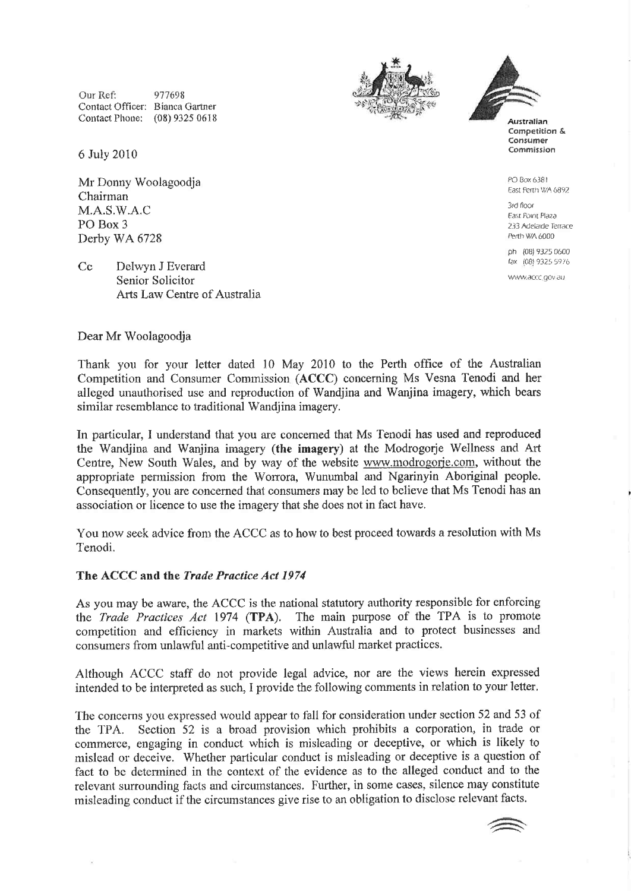Our Ref: 977698
Contact Officer: Bianca Gartner
Contact Phone: (08) 9325 0618

**Australian Competition & Consumer Commission**

PO Box 6381
East Perth WA 6892

3rd floor
East Point Plaza
233 Adelaide Terrace
Perth WA 6000

ph (08) 9325 0600
fax (08) 9325 5976

www.accc.gov.au

6 July 2010

Mr Donny Woolagoodja
Chairman
M.A.S.W.A.C
PO Box 3
Derby WA 6728

Cc Delwyn J Everard
Senior Solicitor
Arts Law Centre of Australia

Dear Mr Woolagoodja

Thank you for your letter dated 10 May 2010 to the Perth office of the Australian Competition and Consumer Commission (**ACCC**) concerning Ms Vesna Tenodi and her alleged unauthorised use and reproduction of Wandjina and Wanjina imagery, which bears similar resemblance to traditional Wandjina imagery.

In particular, I understand that you are concerned that Ms Tenodi has used and reproduced the Wandjina and Wanjina imagery (**the imagery**) at the Modrogorje Wellness and Art Centre, New South Wales, and by way of the website www.modrogorje.com, without the appropriate permission from the Worrora, Wunumbal and Ngarinyin Aboriginal people. Consequently, you are concerned that consumers may be led to believe that Ms Tenodi has an association or licence to use the imagery that she does not in fact have.

You now seek advice from the ACCC as to how to best proceed towards a resolution with Ms Tenodi.

**The ACCC and the *Trade Practice Act 1974***

As you may be aware, the ACCC is the national statutory authority responsible for enforcing the *Trade Practices Act* 1974 (**TPA**). The main purpose of the TPA is to promote competition and efficiency in markets within Australia and to protect businesses and consumers from unlawful anti-competitive and unlawful market practices.

Although ACCC staff do not provide legal advice, nor are the views herein expressed intended to be interpreted as such, I provide the following comments in relation to your letter.

The concerns you expressed would appear to fall for consideration under section 52 and 53 of the TPA. Section 52 is a broad provision which prohibits a corporation, in trade or commerce, engaging in conduct which is misleading or deceptive, or which is likely to mislead or deceive. Whether particular conduct is misleading or deceptive is a question of fact to be determined in the context of the evidence as to the alleged conduct and to the relevant surrounding facts and circumstances. Further, in some cases, silence may constitute misleading conduct if the circumstances give rise to an obligation to disclose relevant facts.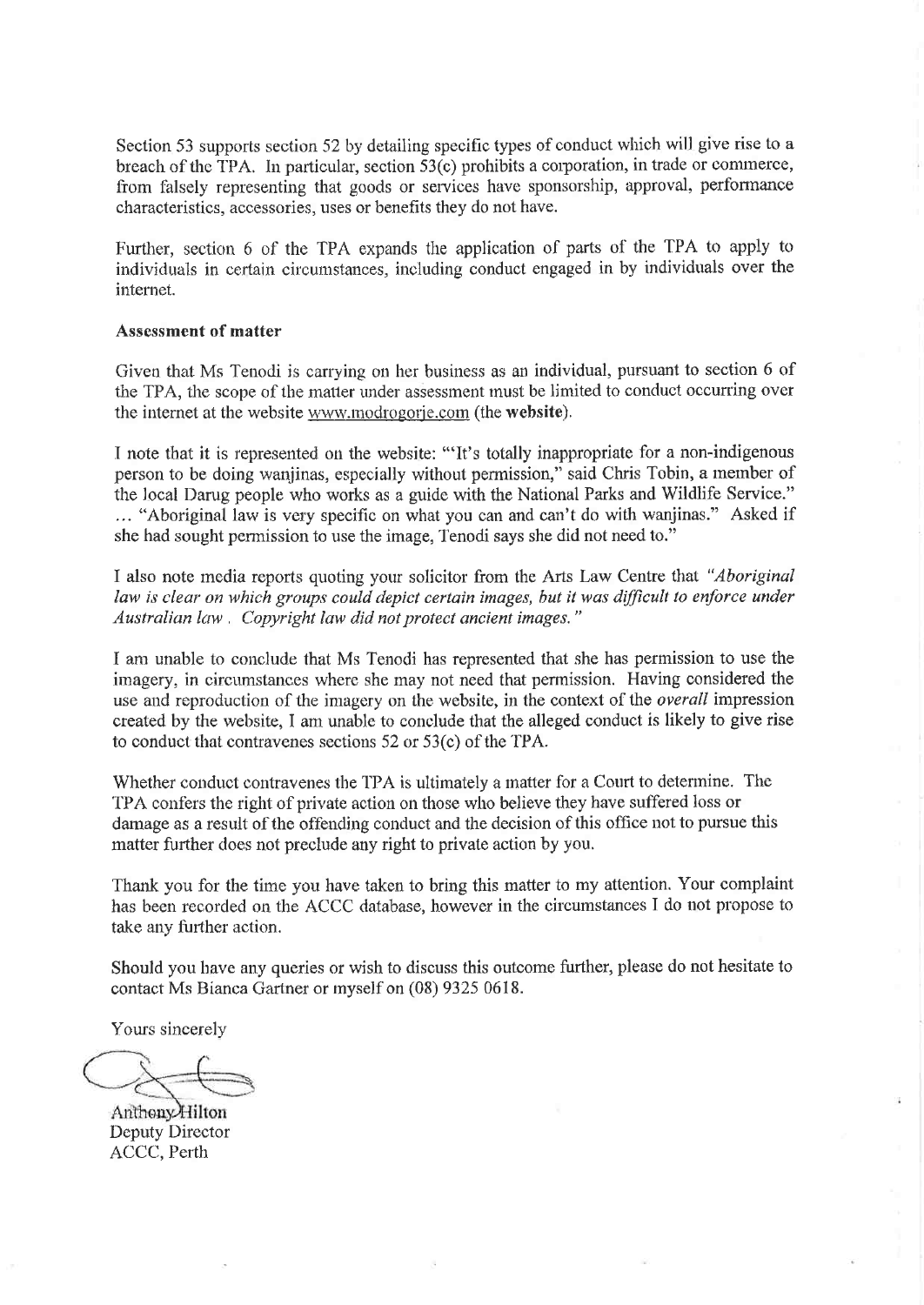Section 53 supports section 52 by detailing specific types of conduct which will give rise to a breach of the TPA. In particular, section 53(c) prohibits a corporation, in trade or commerce, from falsely representing that goods or services have sponsorship, approval, performance characteristics, accessories, uses or benefits they do not have.

Further, section 6 of the TPA expands the application of parts of the TPA to apply to individuals in certain circumstances, including conduct engaged in by individuals over the internet.

**Assessment of matter**

Given that Ms Tenodi is carrying on her business as an individual, pursuant to section 6 of the TPA, the scope of the matter under assessment must be limited to conduct occurring over the internet at the website www.modrogorje.com (the **website**).

I note that it is represented on the website: "'It's totally inappropriate for a non-indigenous person to be doing wanjinas, especially without permission," said Chris Tobin, a member of the local Darug people who works as a guide with the National Parks and Wildlife Service." ... "Aboriginal law is very specific on what you can and can't do with wanjinas." Asked if she had sought permission to use the image, Tenodi says she did not need to."

I also note media reports quoting your solicitor from the Arts Law Centre that *"Aboriginal law is clear on which groups could depict certain images, but it was difficult to enforce under Australian law . Copyright law did not protect ancient images."*

I am unable to conclude that Ms Tenodi has represented that she has permission to use the imagery, in circumstances where she may not need that permission. Having considered the use and reproduction of the imagery on the website, in the context of the *overall* impression created by the website, I am unable to conclude that the alleged conduct is likely to give rise to conduct that contravenes sections 52 or 53(c) of the TPA.

Whether conduct contravenes the TPA is ultimately a matter for a Court to determine. The TPA confers the right of private action on those who believe they have suffered loss or damage as a result of the offending conduct and the decision of this office not to pursue this matter further does not preclude any right to private action by you.

Thank you for the time you have taken to bring this matter to my attention. Your complaint has been recorded on the ACCC database, however in the circumstances I do not propose to take any further action.

Should you have any queries or wish to discuss this outcome further, please do not hesitate to contact Ms Bianca Gartner or myself on (08) 9325 0618.

Yours sincerely

Anthony Hilton
Deputy Director
ACCC, Perth